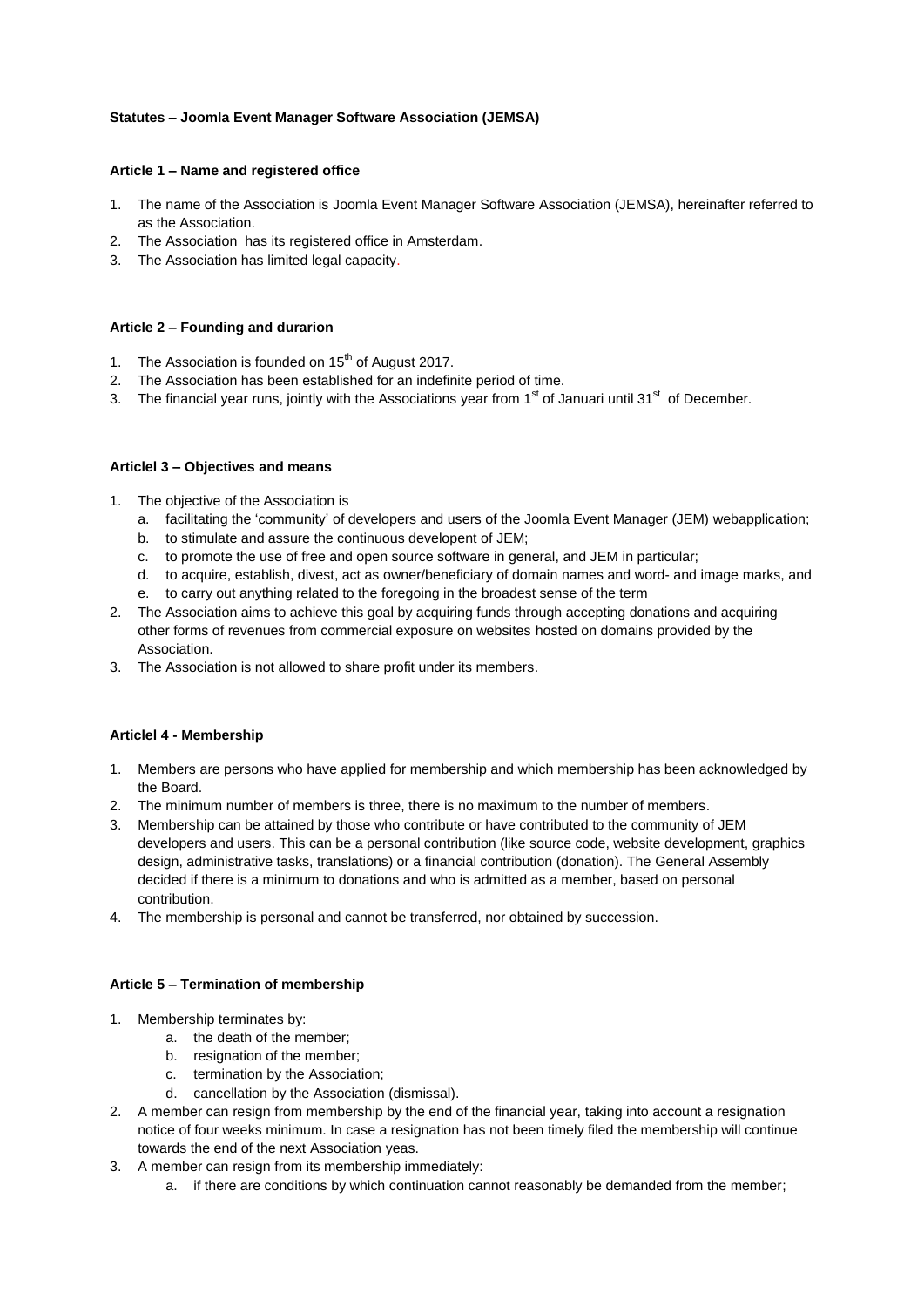**Statutes – Joomla Event Manager Software Association (JEMSA)**

**Article 1 – Name and registered office**

1. The name of the Association is Joomla Event Manager Software Association (JEMSA), hereinafter referred to as the Association.
2. The Association has its registered office in Amsterdam.
3. The Association has limited legal capacity.

**Article 2 – Founding and durarion**

1. The Association is founded on 15th of August 2017.
2. The Association has been established for an indefinite period of time.
3. The financial year runs, jointly with the Associations year from 1st of Januari until 31st of December.

**Articlel 3 – Objectives and means**

1. The objective of the Association is
   a. facilitating the 'community' of developers and users of the Joomla Event Manager (JEM) webapplication;
   b. to stimulate and assure the continuous developent of JEM;
   c. to promote the use of free and open source software in general, and JEM in particular;
   d. to acquire, establish, divest, act as owner/beneficiary of domain names and word- and image marks, and
   e. to carry out anything related to the foregoing in the broadest sense of the term
2. The Association aims to achieve this goal by acquiring funds through accepting donations and acquiring other forms of revenues from commercial exposure on websites hosted on domains provided by the Association.
3. The Association is not allowed to share profit under its members.

**Articlel 4 - Membership**

1. Members are persons who have applied for membership and which membership has been acknowledged by the Board.
2. The minimum number of members is three, there is no maximum to the number of members.
3. Membership can be attained by those who contribute or have contributed to the community of JEM developers and users. This can be a personal contribution (like source code, website development, graphics design, administrative tasks, translations) or a financial contribution (donation). The General Assembly decided if there is a minimum to donations and who is admitted as a member, based on personal contribution.
4. The membership is personal and cannot be transferred, nor obtained by succession.

**Article 5 – Termination of membership**

1. Membership terminates by:
   a. the death of the member;
   b. resignation of the member;
   c. termination by the Association;
   d. cancellation by the Association (dismissal).
2. A member can resign from membership by the end of the financial year, taking into account a resignation notice of four weeks minimum. In case a resignation has not been timely filed the membership will continue towards the end of the next Association yeas.
3. A member can resign from its membership immediately:
   a. if there are conditions by which continuation cannot reasonably be demanded from the member;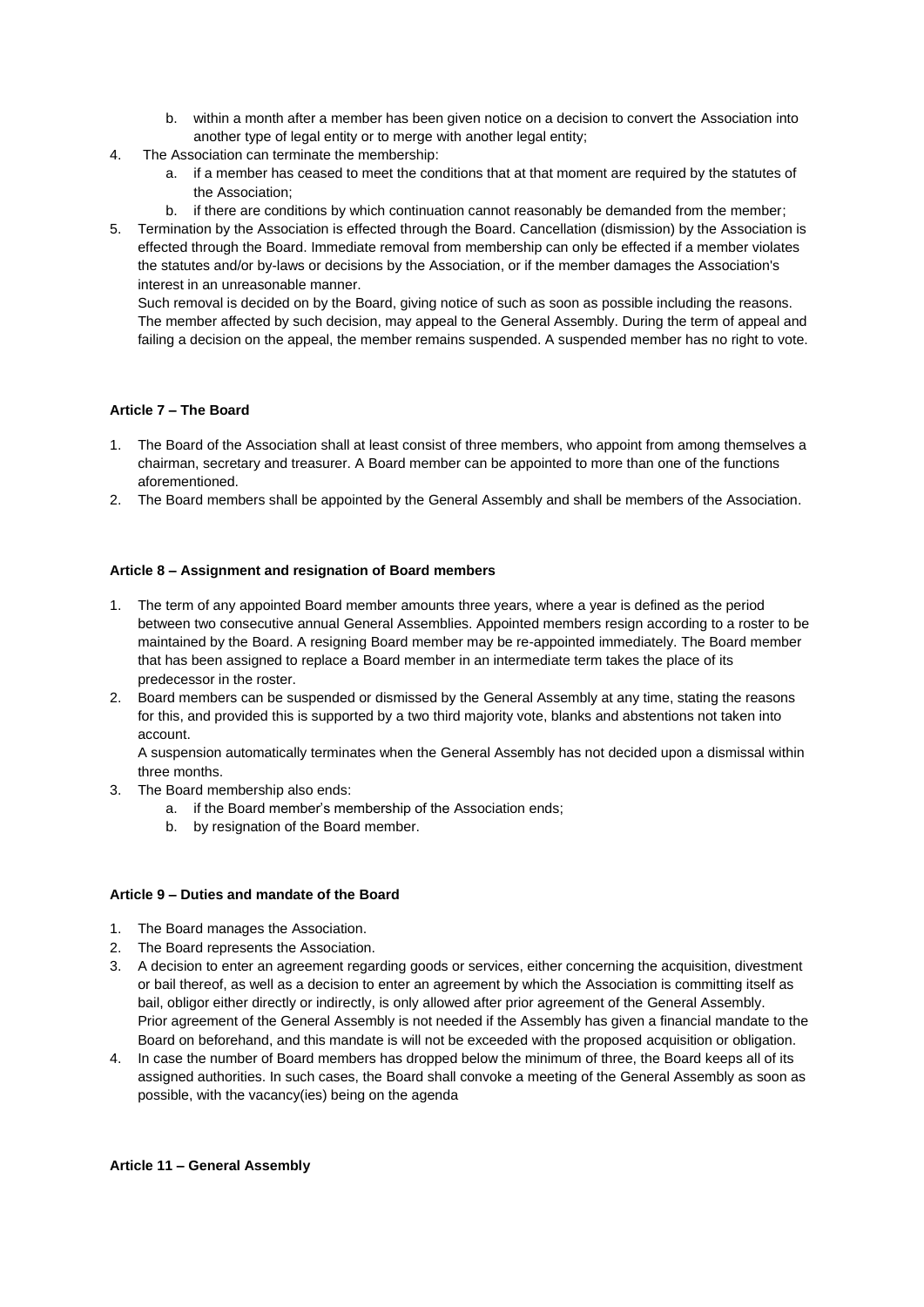b. within a month after a member has been given notice on a decision to convert the Association into another type of legal entity or to merge with another legal entity;
4. The Association can terminate the membership:
   a. if a member has ceased to meet the conditions that at that moment are required by the statutes of the Association;
   b. if there are conditions by which continuation cannot reasonably be demanded from the member;
5. Termination by the Association is effected through the Board. Cancellation (dismission) by the Association is effected through the Board. Immediate removal from membership can only be effected if a member violates the statutes and/or by-laws or decisions by the Association, or if the member damages the Association's interest in an unreasonable manner.
   Such removal is decided on by the Board, giving notice of such as soon as possible including the reasons. The member affected by such decision, may appeal to the General Assembly. During the term of appeal and failing a decision on the appeal, the member remains suspended. A suspended member has no right to vote.

**Article 7 – The Board**

1. The Board of the Association shall at least consist of three members, who appoint from among themselves a chairman, secretary and treasurer. A Board member can be appointed to more than one of the functions aforementioned.
2. The Board members shall be appointed by the General Assembly and shall be members of the Association.

**Article 8 – Assignment and resignation of Board members**

1. The term of any appointed Board member amounts three years, where a year is defined as the period between two consecutive annual General Assemblies. Appointed members resign according to a roster to be maintained by the Board. A resigning Board member may be re-appointed immediately. The Board member that has been assigned to replace a Board member in an intermediate term takes the place of its predecessor in the roster.
2. Board members can be suspended or dismissed by the General Assembly at any time, stating the reasons for this, and provided this is supported by a two third majority vote, blanks and abstentions not taken into account.
   A suspension automatically terminates when the General Assembly has not decided upon a dismissal within three months.
3. The Board membership also ends:
   a. if the Board member's membership of the Association ends;
   b. by resignation of the Board member.

**Article 9 – Duties and mandate of the Board**

1. The Board manages the Association.
2. The Board represents the Association.
3. A decision to enter an agreement regarding goods or services, either concerning the acquisition, divestment or bail thereof, as well as a decision to enter an agreement by which the Association is committing itself as bail, obligor either directly or indirectly, is only allowed after prior agreement of the General Assembly.
   Prior agreement of the General Assembly is not needed if the Assembly has given a financial mandate to the Board on beforehand, and this mandate is will not be exceeded with the proposed acquisition or obligation.
4. In case the number of Board members has dropped below the minimum of three, the Board keeps all of its assigned authorities. In such cases, the Board shall convoke a meeting of the General Assembly as soon as possible, with the vacancy(ies) being on the agenda

**Article 11 – General Assembly**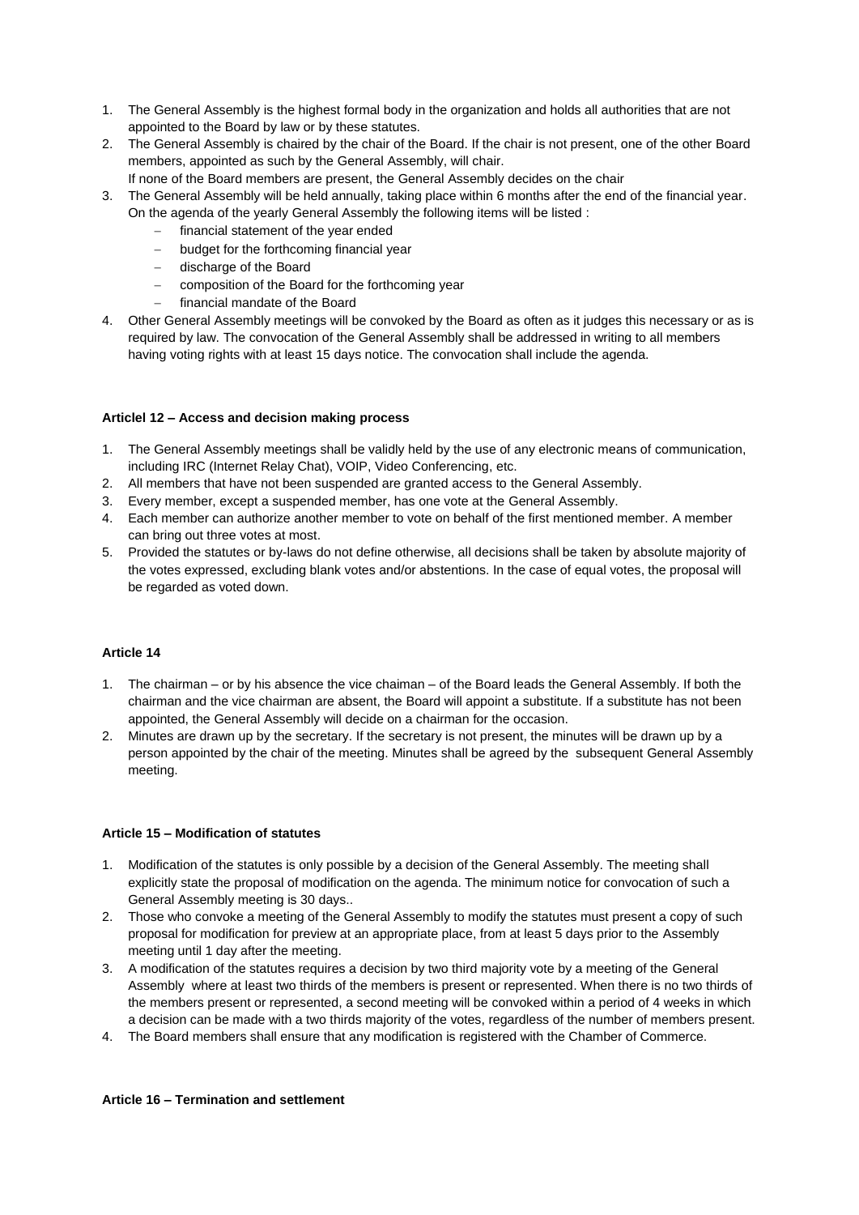1. The General Assembly is the highest formal body in the organization and holds all authorities that are not appointed to the Board by law or by these statutes.
2. The General Assembly is chaired by the chair of the Board. If the chair is not present, one of the other Board members, appointed as such by the General Assembly, will chair.
   If none of the Board members are present, the General Assembly decides on the chair
3. The General Assembly will be held annually, taking place within 6 months after the end of the financial year. On the agenda of the yearly General Assembly the following items will be listed :
   - financial statement of the year ended
   - budget for the forthcoming financial year
   - discharge of the Board
   - composition of the Board for the forthcoming year
   - financial mandate of the Board
4. Other General Assembly meetings will be convoked by the Board as often as it judges this necessary or as is required by law. The convocation of the General Assembly shall be addressed in writing to all members having voting rights with at least 15 days notice. The convocation shall include the agenda.

**Articlel 12 – Access and decision making process**

1. The General Assembly meetings shall be validly held by the use of any electronic means of communication, including IRC (Internet Relay Chat), VOIP, Video Conferencing, etc.
2. All members that have not been suspended are granted access to the General Assembly.
3. Every member, except a suspended member, has one vote at the General Assembly.
4. Each member can authorize another member to vote on behalf of the first mentioned member. A member can bring out three votes at most.
5. Provided the statutes or by-laws do not define otherwise, all decisions shall be taken by absolute majority of the votes expressed, excluding blank votes and/or abstentions. In the case of equal votes, the proposal will be regarded as voted down.

**Article 14**

1. The chairman – or by his absence the vice chaiman – of the Board leads the General Assembly. If both the chairman and the vice chairman are absent, the Board will appoint a substitute. If a substitute has not been appointed, the General Assembly will decide on a chairman for the occasion.
2. Minutes are drawn up by the secretary. If the secretary is not present, the minutes will be drawn up by a person appointed by the chair of the meeting. Minutes shall be agreed by the subsequent General Assembly meeting.

**Article 15 – Modification of statutes**

1. Modification of the statutes is only possible by a decision of the General Assembly. The meeting shall explicitly state the proposal of modification on the agenda. The minimum notice for convocation of such a General Assembly meeting is 30 days..
2. Those who convoke a meeting of the General Assembly to modify the statutes must present a copy of such proposal for modification for preview at an appropriate place, from at least 5 days prior to the Assembly meeting until 1 day after the meeting.
3. A modification of the statutes requires a decision by two third majority vote by a meeting of the General Assembly where at least two thirds of the members is present or represented. When there is no two thirds of the members present or represented, a second meeting will be convoked within a period of 4 weeks in which a decision can be made with a two thirds majority of the votes, regardless of the number of members present.
4. The Board members shall ensure that any modification is registered with the Chamber of Commerce.

**Article 16 – Termination and settlement**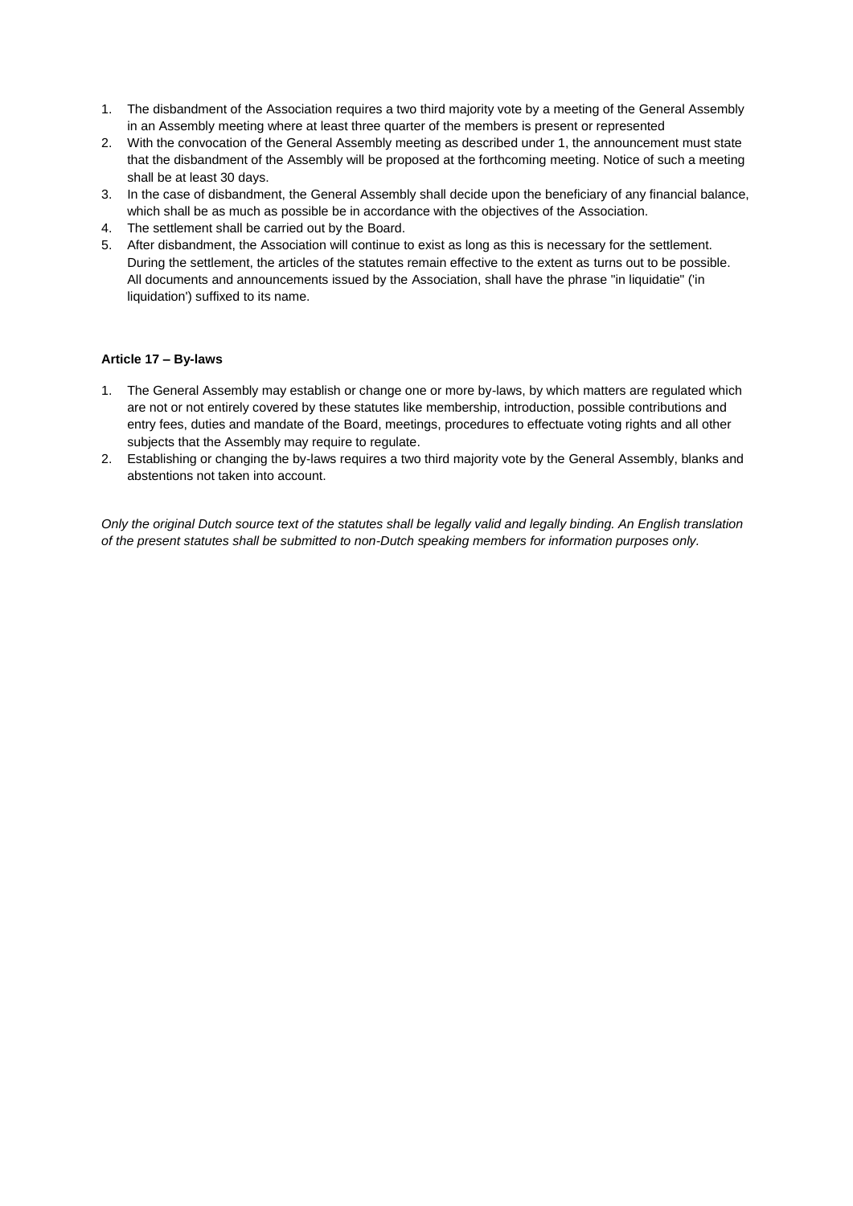1. The disbandment of the Association requires a two third majority vote by a meeting of the General Assembly in an Assembly meeting where at least three quarter of the members is present or represented
2. With the convocation of the General Assembly meeting as described under 1, the announcement must state that the disbandment of the Assembly will be proposed at the forthcoming meeting. Notice of such a meeting shall be at least 30 days.
3. In the case of disbandment, the General Assembly shall decide upon the beneficiary of any financial balance, which shall be as much as possible be in accordance with the objectives of the Association.
4. The settlement shall be carried out by the Board.
5. After disbandment, the Association will continue to exist as long as this is necessary for the settlement. During the settlement, the articles of the statutes remain effective to the extent as turns out to be possible. All documents and announcements issued by the Association, shall have the phrase "in liquidatie" ('in liquidation') suffixed to its name.

**Article 17 – By-laws**

1. The General Assembly may establish or change one or more by-laws, by which matters are regulated which are not or not entirely covered by these statutes like membership, introduction, possible contributions and entry fees, duties and mandate of the Board, meetings, procedures to effectuate voting rights and all other subjects that the Assembly may require to regulate.
2. Establishing or changing the by-laws requires a two third majority vote by the General Assembly, blanks and abstentions not taken into account.

*Only the original Dutch source text of the statutes shall be legally valid and legally binding. An English translation of the present statutes shall be submitted to non-Dutch speaking members for information purposes only.*